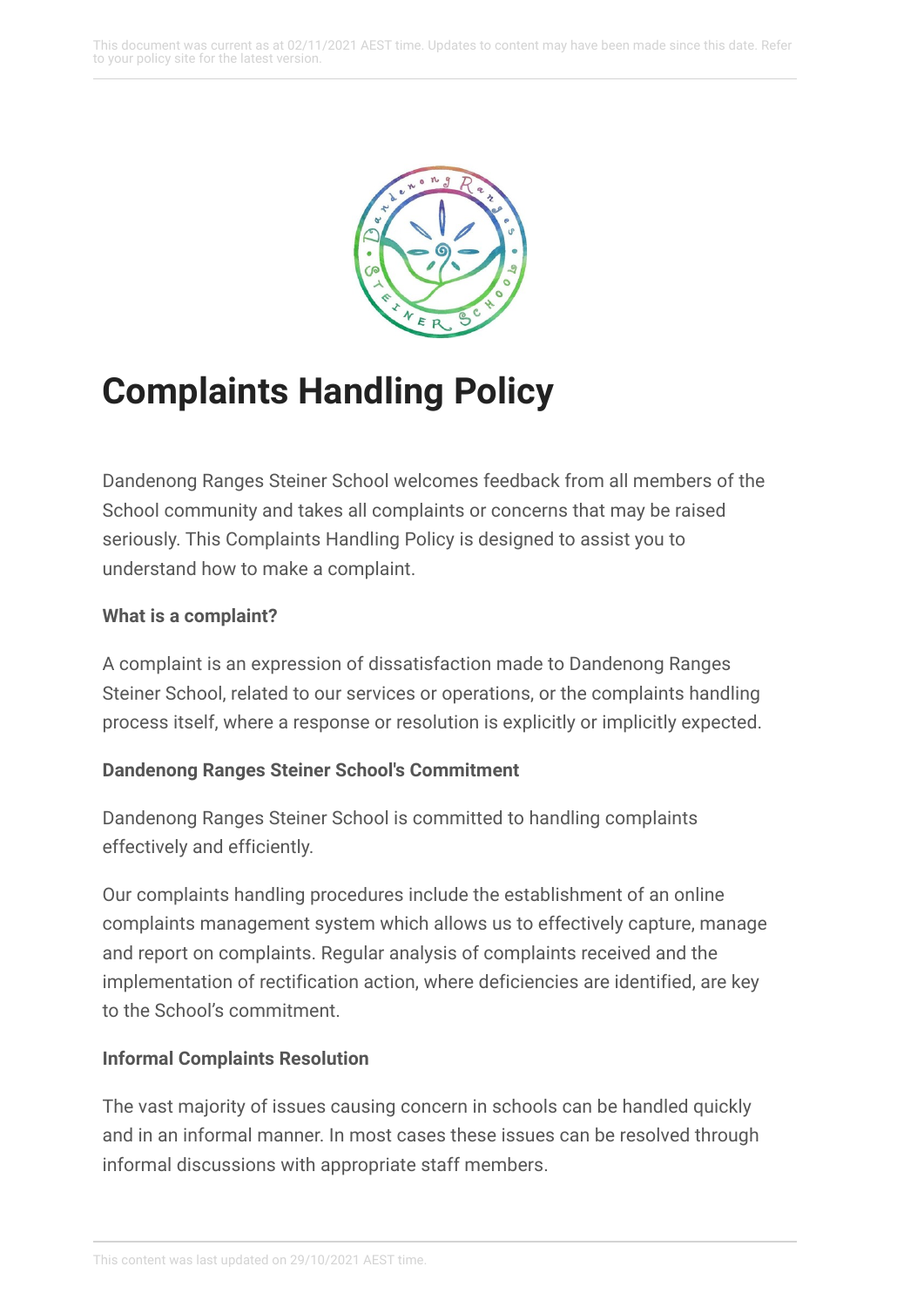# Complaints Handling Policy

Dandenong Ranges Steiner School welcomes feedback from all members of the School community and takes all complaints or concerns that may be raised seriously. This Complaints Handling Policy is designed to assist you to understand how to make a complaint.

### What is a complaint?

A complaint is an expression of dissatisfaction made to Dandenong Ranges Steiner School, related to our services or operations, or the complaints handling process itself, where a response or resolution is explicitly or implicitly expected.

### Dandenong Ranges Steiner School's Commitment

Dandenong Ranges Steiner School is committed to handling complaints effectively and efficiently.

Our complaints handling procedures include the establishment of an online complaints management system which allows us to effectively capture, manage and report on complaints. Regular analysis of complaints received and the implementation of rectification action, where deficiencies are identified, are key to the School's commitment.

### Informal Complaints Resolution

The vast majority of issues causing concern in schools can be handled quickly and in an informal manner. In most cases these issues can be resolved through informal discussions with appropriate staff members.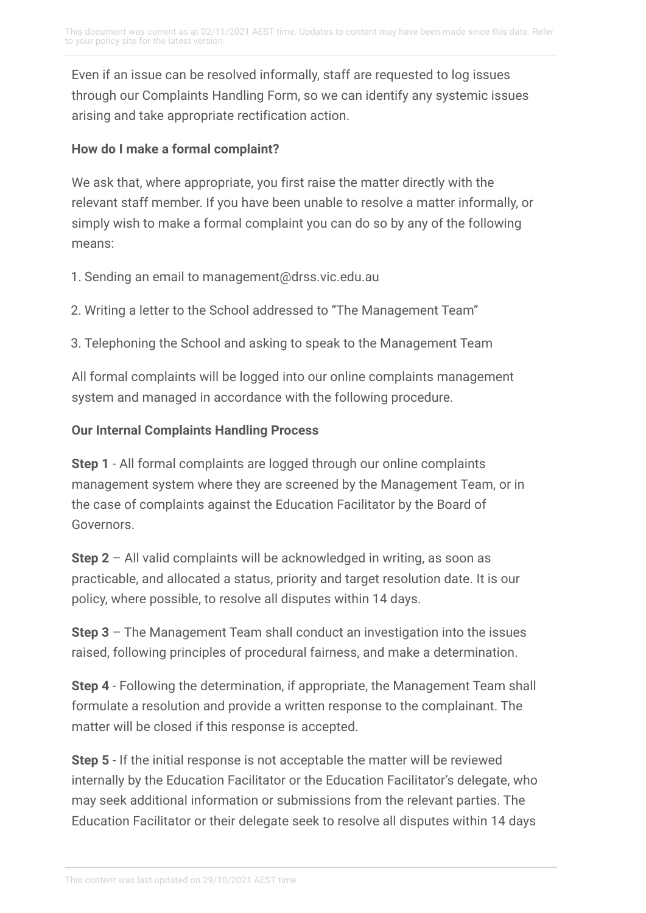Even if an issue can be resolved informally, staff are requested to log issues through our Complaints Handling Form, so we can identify any systemic issues arising and take appropriate rectification action.

**How do I make a formal complaint?**

We ask that, where appropriate, you first raise the matter directly with the relevant staff member. If you have been unable to resolve a matter informally, or simply wish to make a formal complaint you can do so by any of the following means:

1. Sending an email to management@drss.vic.edu.au
2. Writing a letter to the School addressed to "The Management Team"
3. Telephoning the School and asking to speak to the Management Team

All formal complaints will be logged into our online complaints management system and managed in accordance with the following procedure.

**Our Internal Complaints Handling Process**

**Step 1** - All formal complaints are logged through our online complaints management system where they are screened by the Management Team, or in the case of complaints against the Education Facilitator by the Board of Governors.

**Step 2** – All valid complaints will be acknowledged in writing, as soon as practicable, and allocated a status, priority and target resolution date. It is our policy, where possible, to resolve all disputes within 14 days.

**Step 3** – The Management Team shall conduct an investigation into the issues raised, following principles of procedural fairness, and make a determination.

**Step 4** - Following the determination, if appropriate, the Management Team shall formulate a resolution and provide a written response to the complainant. The matter will be closed if this response is accepted.

**Step 5** - If the initial response is not acceptable the matter will be reviewed internally by the Education Facilitator or the Education Facilitator's delegate, who may seek additional information or submissions from the relevant parties. The Education Facilitator or their delegate seek to resolve all disputes within 14 days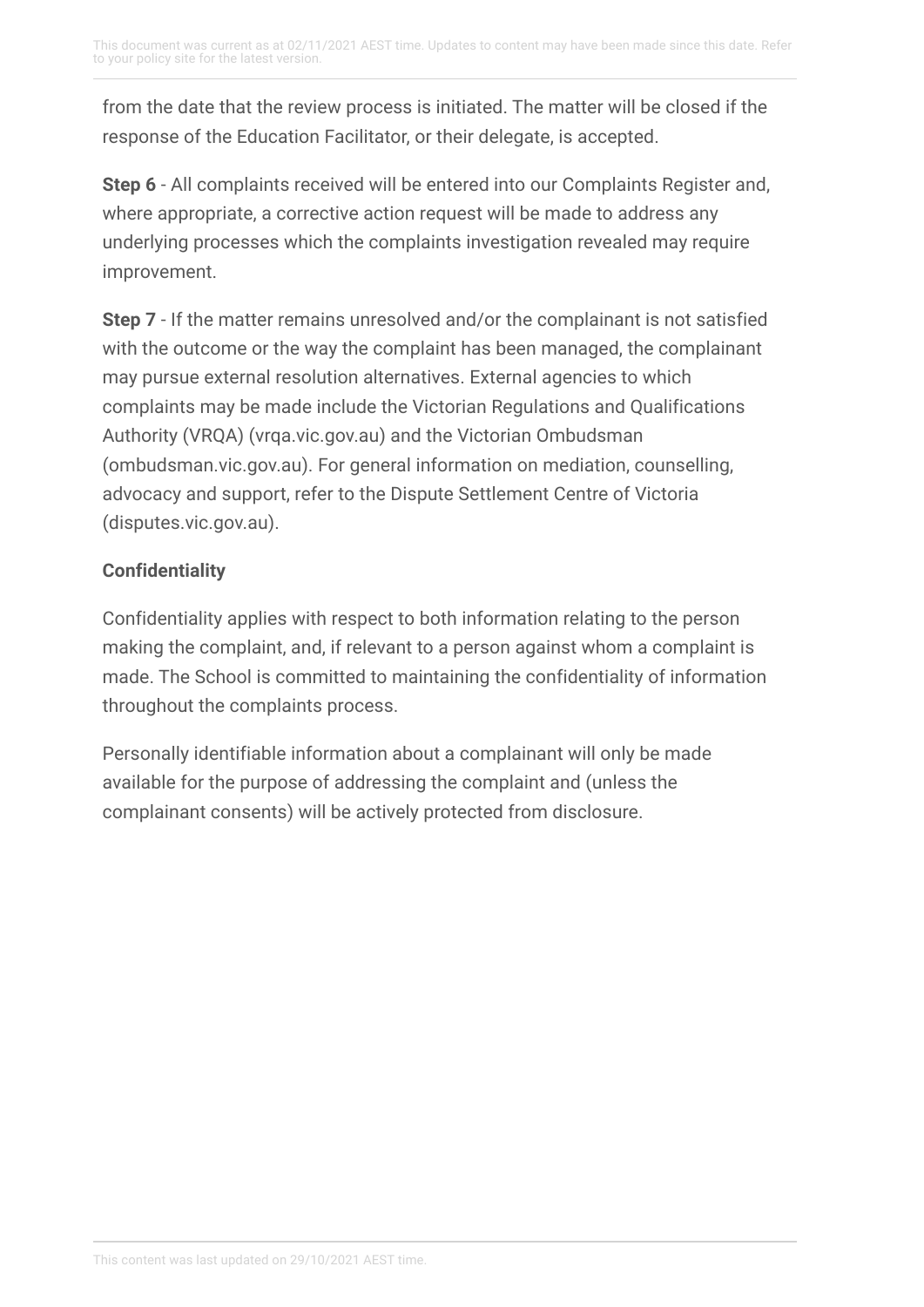from the date that the review process is initiated. The matter will be closed if the response of the Education Facilitator, or their delegate, is accepted.

**Step 6** - All complaints received will be entered into our Complaints Register and, where appropriate, a corrective action request will be made to address any underlying processes which the complaints investigation revealed may require improvement.

**Step 7** - If the matter remains unresolved and/or the complainant is not satisfied with the outcome or the way the complaint has been managed, the complainant may pursue external resolution alternatives. External agencies to which complaints may be made include the Victorian Regulations and Qualifications Authority (VRQA) (vrqa.vic.gov.au) and the Victorian Ombudsman (ombudsman.vic.gov.au). For general information on mediation, counselling, advocacy and support, refer to the Dispute Settlement Centre of Victoria (disputes.vic.gov.au).

**Confidentiality**

Confidentiality applies with respect to both information relating to the person making the complaint, and, if relevant to a person against whom a complaint is made. The School is committed to maintaining the confidentiality of information throughout the complaints process.

Personally identifiable information about a complainant will only be made available for the purpose of addressing the complaint and (unless the complainant consents) will be actively protected from disclosure.